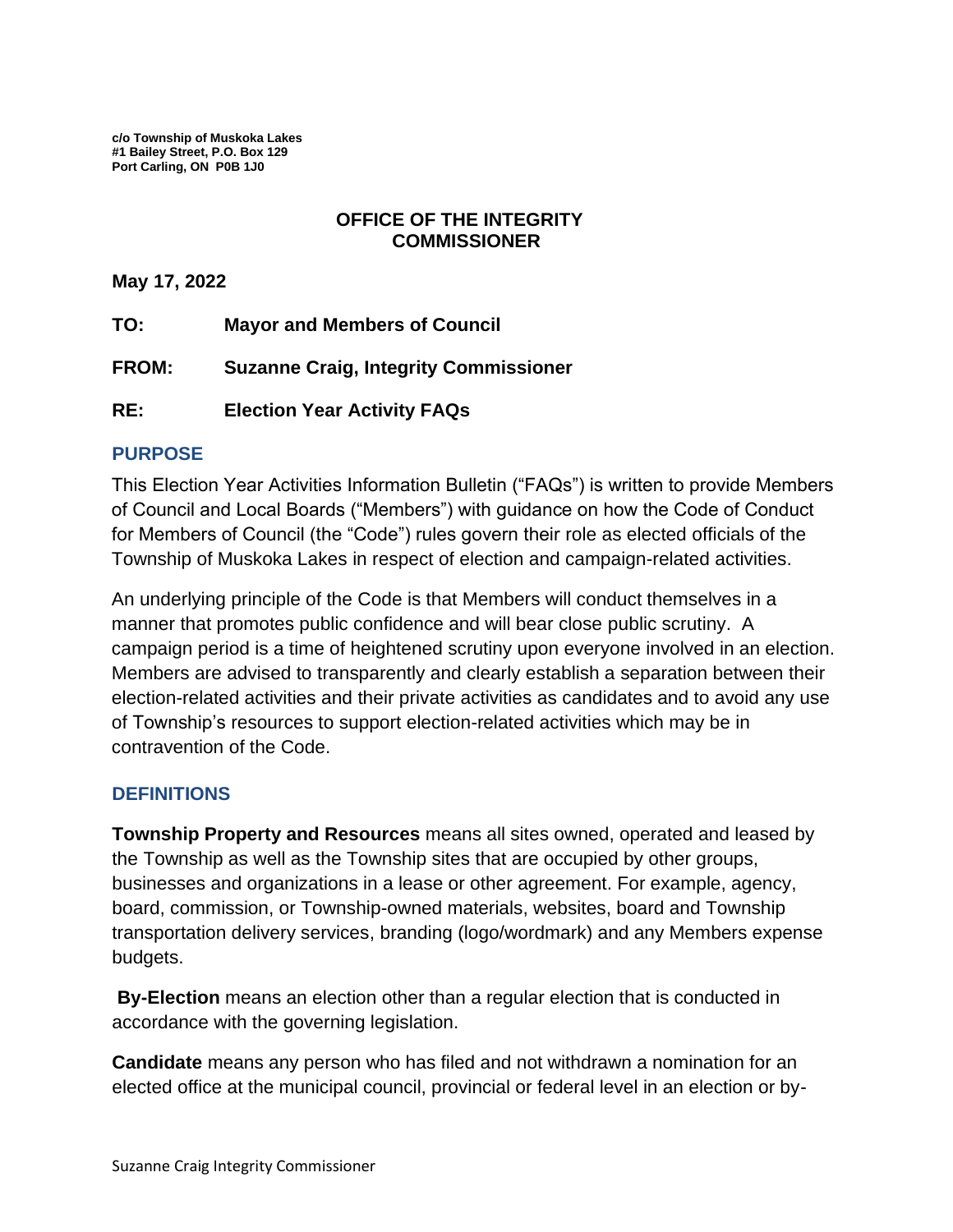**c/o Township of Muskoka Lakes**
**#1 Bailey Street, P.O. Box 129**
**Port Carling, ON P0B 1J0**

# OFFICE OF THE INTEGRITY COMMISSIONER

**May 17, 2022**

**TO:** **Mayor and Members of Council**

**FROM:** **Suzanne Craig, Integrity Commissioner**

**RE:** **Election Year Activity FAQs**

## PURPOSE

This Election Year Activities Information Bulletin ("FAQs") is written to provide Members of Council and Local Boards ("Members") with guidance on how the Code of Conduct for Members of Council (the "Code") rules govern their role as elected officials of the Township of Muskoka Lakes in respect of election and campaign-related activities.

An underlying principle of the Code is that Members will conduct themselves in a manner that promotes public confidence and will bear close public scrutiny. A campaign period is a time of heightened scrutiny upon everyone involved in an election. Members are advised to transparently and clearly establish a separation between their election-related activities and their private activities as candidates and to avoid any use of Township's resources to support election-related activities which may be in contravention of the Code.

## DEFINITIONS

**Township Property and Resources** means all sites owned, operated and leased by the Township as well as the Township sites that are occupied by other groups, businesses and organizations in a lease or other agreement. For example, agency, board, commission, or Township-owned materials, websites, board and Township transportation delivery services, branding (logo/wordmark) and any Members expense budgets.

**By-Election** means an election other than a regular election that is conducted in accordance with the governing legislation.

**Candidate** means any person who has filed and not withdrawn a nomination for an elected office at the municipal council, provincial or federal level in an election or by-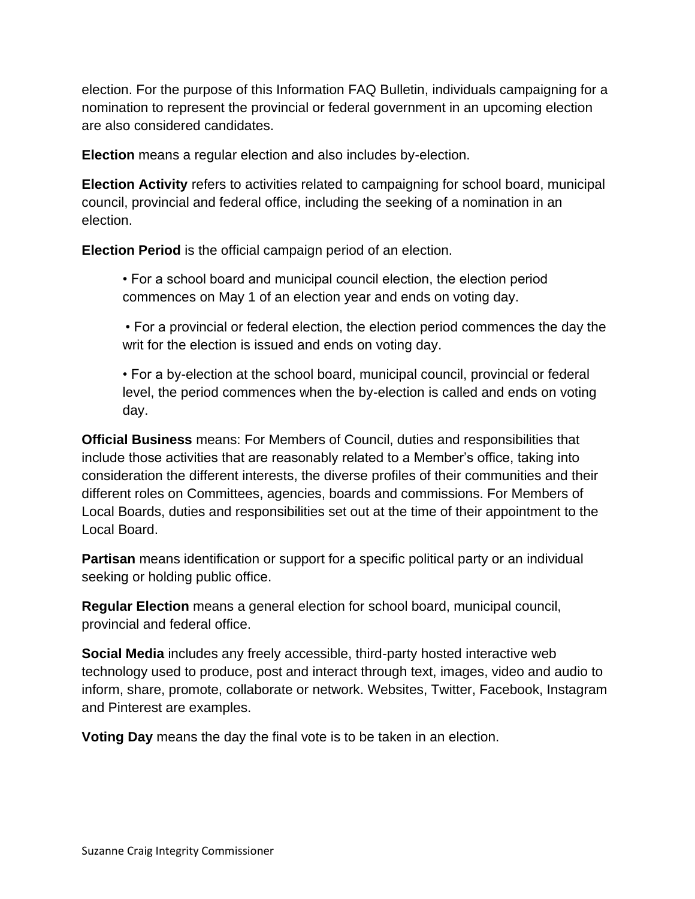election. For the purpose of this Information FAQ Bulletin, individuals campaigning for a nomination to represent the provincial or federal government in an upcoming election are also considered candidates.

**Election** means a regular election and also includes by-election.

**Election Activity** refers to activities related to campaigning for school board, municipal council, provincial and federal office, including the seeking of a nomination in an election.

**Election Period** is the official campaign period of an election.

- For a school board and municipal council election, the election period commences on May 1 of an election year and ends on voting day.
- For a provincial or federal election, the election period commences the day the writ for the election is issued and ends on voting day.
- For a by-election at the school board, municipal council, provincial or federal level, the period commences when the by-election is called and ends on voting day.

**Official Business** means: For Members of Council, duties and responsibilities that include those activities that are reasonably related to a Member's office, taking into consideration the different interests, the diverse profiles of their communities and their different roles on Committees, agencies, boards and commissions. For Members of Local Boards, duties and responsibilities set out at the time of their appointment to the Local Board.

**Partisan** means identification or support for a specific political party or an individual seeking or holding public office.

**Regular Election** means a general election for school board, municipal council, provincial and federal office.

**Social Media** includes any freely accessible, third-party hosted interactive web technology used to produce, post and interact through text, images, video and audio to inform, share, promote, collaborate or network. Websites, Twitter, Facebook, Instagram and Pinterest are examples.

**Voting Day** means the day the final vote is to be taken in an election.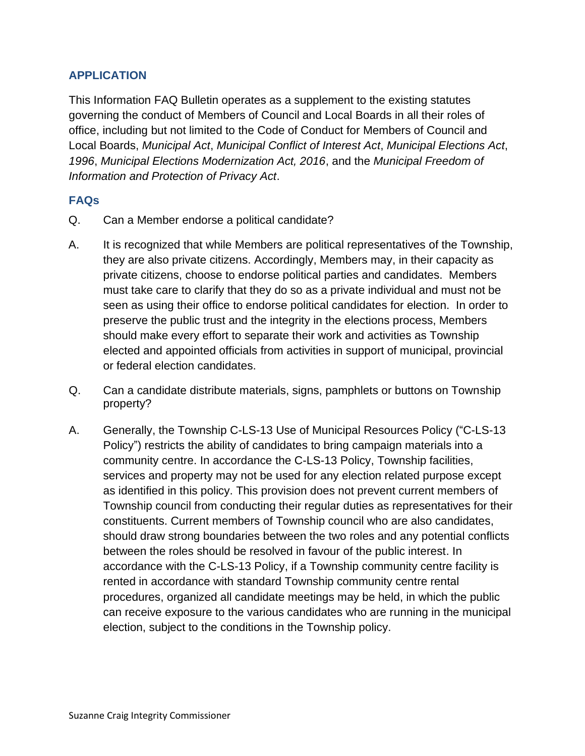## APPLICATION

This Information FAQ Bulletin operates as a supplement to the existing statutes governing the conduct of Members of Council and Local Boards in all their roles of office, including but not limited to the Code of Conduct for Members of Council and Local Boards, *Municipal Act*, *Municipal Conflict of Interest Act*, *Municipal Elections Act, 1996*, *Municipal Elections Modernization Act, 2016*, and the *Municipal Freedom of Information and Protection of Privacy Act*.

## FAQs

Q. Can a Member endorse a political candidate?

A. It is recognized that while Members are political representatives of the Township, they are also private citizens. Accordingly, Members may, in their capacity as private citizens, choose to endorse political parties and candidates. Members must take care to clarify that they do so as a private individual and must not be seen as using their office to endorse political candidates for election. In order to preserve the public trust and the integrity in the elections process, Members should make every effort to separate their work and activities as Township elected and appointed officials from activities in support of municipal, provincial or federal election candidates.

Q. Can a candidate distribute materials, signs, pamphlets or buttons on Township property?

A. Generally, the Township C-LS-13 Use of Municipal Resources Policy ("C-LS-13 Policy") restricts the ability of candidates to bring campaign materials into a community centre. In accordance the C-LS-13 Policy, Township facilities, services and property may not be used for any election related purpose except as identified in this policy. This provision does not prevent current members of Township council from conducting their regular duties as representatives for their constituents. Current members of Township council who are also candidates, should draw strong boundaries between the two roles and any potential conflicts between the roles should be resolved in favour of the public interest. In accordance with the C-LS-13 Policy, if a Township community centre facility is rented in accordance with standard Township community centre rental procedures, organized all candidate meetings may be held, in which the public can receive exposure to the various candidates who are running in the municipal election, subject to the conditions in the Township policy.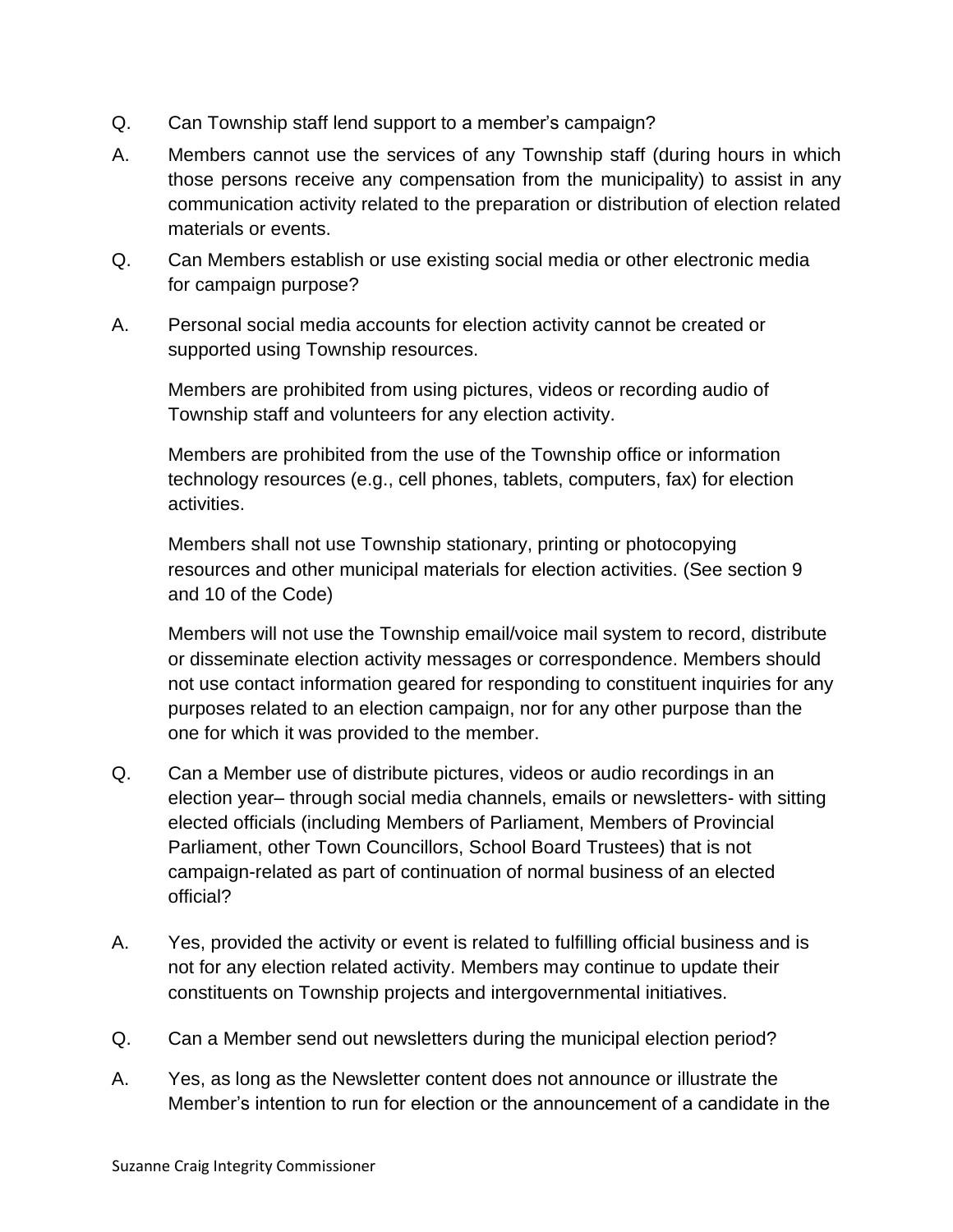Q. Can Township staff lend support to a member's campaign?

A. Members cannot use the services of any Township staff (during hours in which those persons receive any compensation from the municipality) to assist in any communication activity related to the preparation or distribution of election related materials or events.

Q. Can Members establish or use existing social media or other electronic media for campaign purpose?

A. Personal social media accounts for election activity cannot be created or supported using Township resources.

Members are prohibited from using pictures, videos or recording audio of Township staff and volunteers for any election activity.

Members are prohibited from the use of the Township office or information technology resources (e.g., cell phones, tablets, computers, fax) for election activities.

Members shall not use Township stationary, printing or photocopying resources and other municipal materials for election activities. (See section 9 and 10 of the Code)

Members will not use the Township email/voice mail system to record, distribute or disseminate election activity messages or correspondence. Members should not use contact information geared for responding to constituent inquiries for any purposes related to an election campaign, nor for any other purpose than the one for which it was provided to the member.

Q. Can a Member use of distribute pictures, videos or audio recordings in an election year– through social media channels, emails or newsletters- with sitting elected officials (including Members of Parliament, Members of Provincial Parliament, other Town Councillors, School Board Trustees) that is not campaign-related as part of continuation of normal business of an elected official?

A. Yes, provided the activity or event is related to fulfilling official business and is not for any election related activity. Members may continue to update their constituents on Township projects and intergovernmental initiatives.

Q. Can a Member send out newsletters during the municipal election period?

A. Yes, as long as the Newsletter content does not announce or illustrate the Member's intention to run for election or the announcement of a candidate in the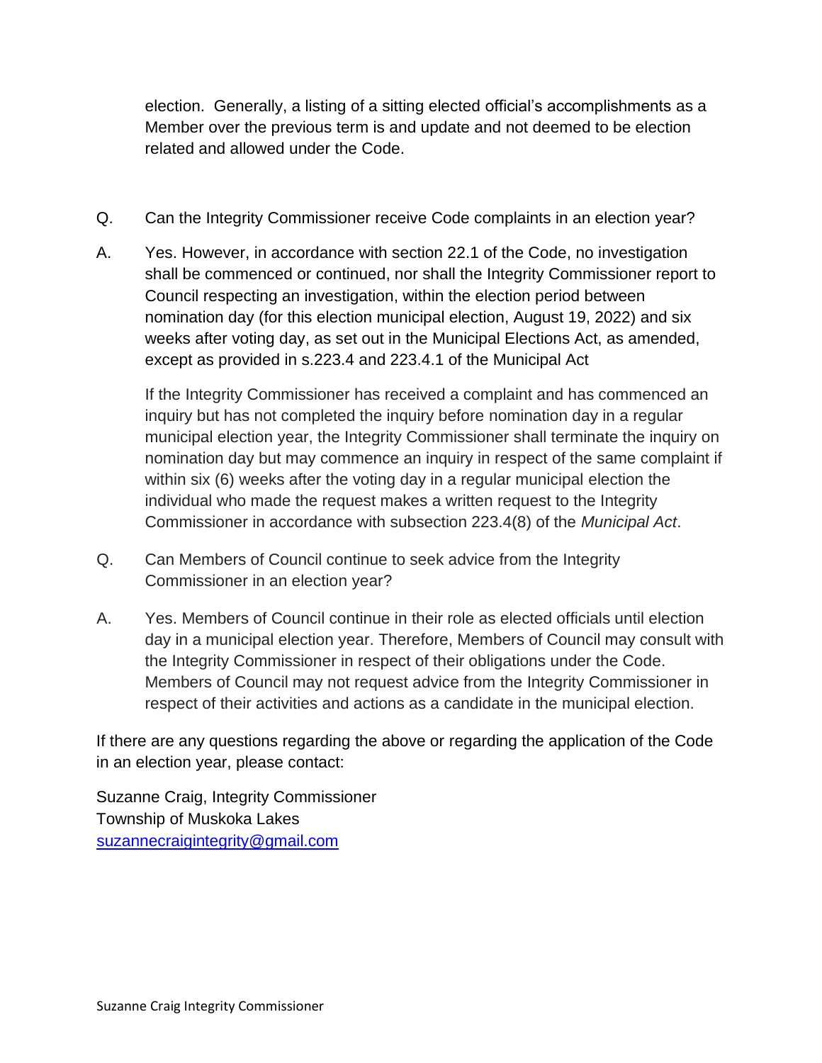election. Generally, a listing of a sitting elected official's accomplishments as a Member over the previous term is and update and not deemed to be election related and allowed under the Code.

Q. Can the Integrity Commissioner receive Code complaints in an election year?

A. Yes. However, in accordance with section 22.1 of the Code, no investigation shall be commenced or continued, nor shall the Integrity Commissioner report to Council respecting an investigation, within the election period between nomination day (for this election municipal election, August 19, 2022) and six weeks after voting day, as set out in the Municipal Elections Act, as amended, except as provided in s.223.4 and 223.4.1 of the Municipal Act

If the Integrity Commissioner has received a complaint and has commenced an inquiry but has not completed the inquiry before nomination day in a regular municipal election year, the Integrity Commissioner shall terminate the inquiry on nomination day but may commence an inquiry in respect of the same complaint if within six (6) weeks after the voting day in a regular municipal election the individual who made the request makes a written request to the Integrity Commissioner in accordance with subsection 223.4(8) of the *Municipal Act*.

Q. Can Members of Council continue to seek advice from the Integrity Commissioner in an election year?

A. Yes. Members of Council continue in their role as elected officials until election day in a municipal election year. Therefore, Members of Council may consult with the Integrity Commissioner in respect of their obligations under the Code. Members of Council may not request advice from the Integrity Commissioner in respect of their activities and actions as a candidate in the municipal election.

If there are any questions regarding the above or regarding the application of the Code in an election year, please contact:

Suzanne Craig, Integrity Commissioner
Township of Muskoka Lakes
suzannecraigintegrity@gmail.com